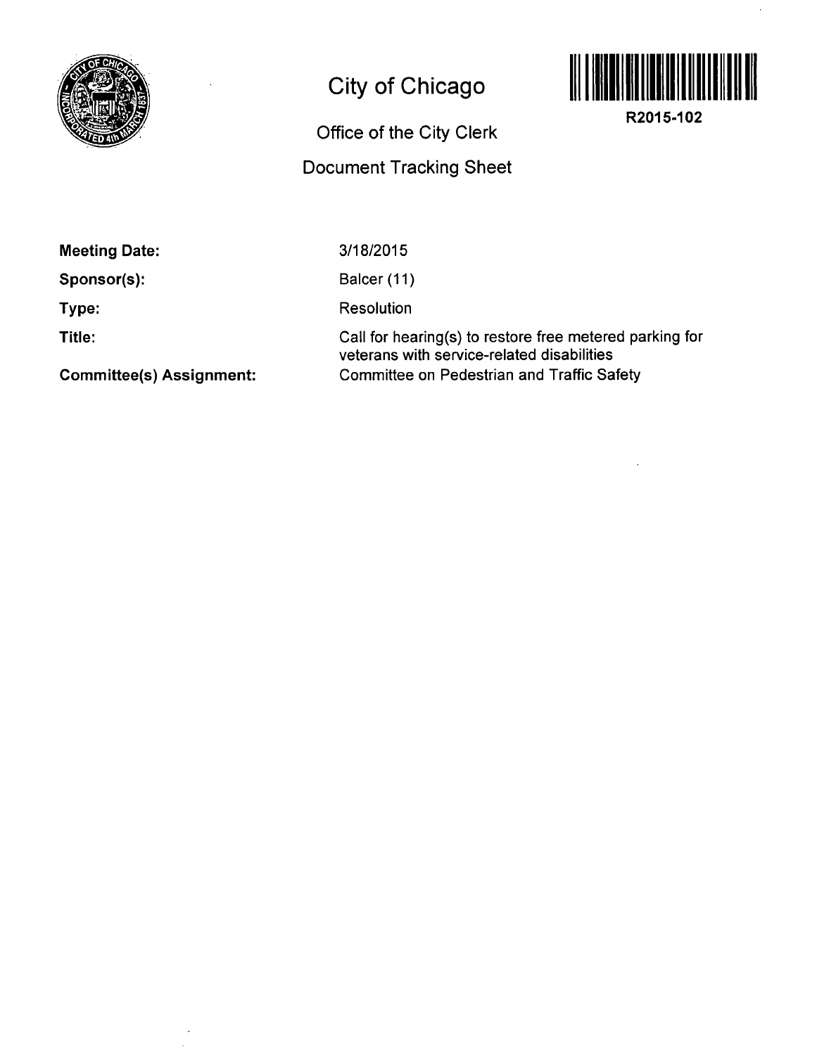# City of Chicago

## Office of the City Clerk

## Document Tracking Sheet

**R2015-102**

**Meeting Date:** 3/18/2015

**Sponsor(s):** Balcer (11)

**Type:** Resolution

**Title:** Call for hearing(s) to restore free metered parking for veterans with service-related disabilities

**Committee(s) Assignment:** Committee on Pedestrian and Traffic Safety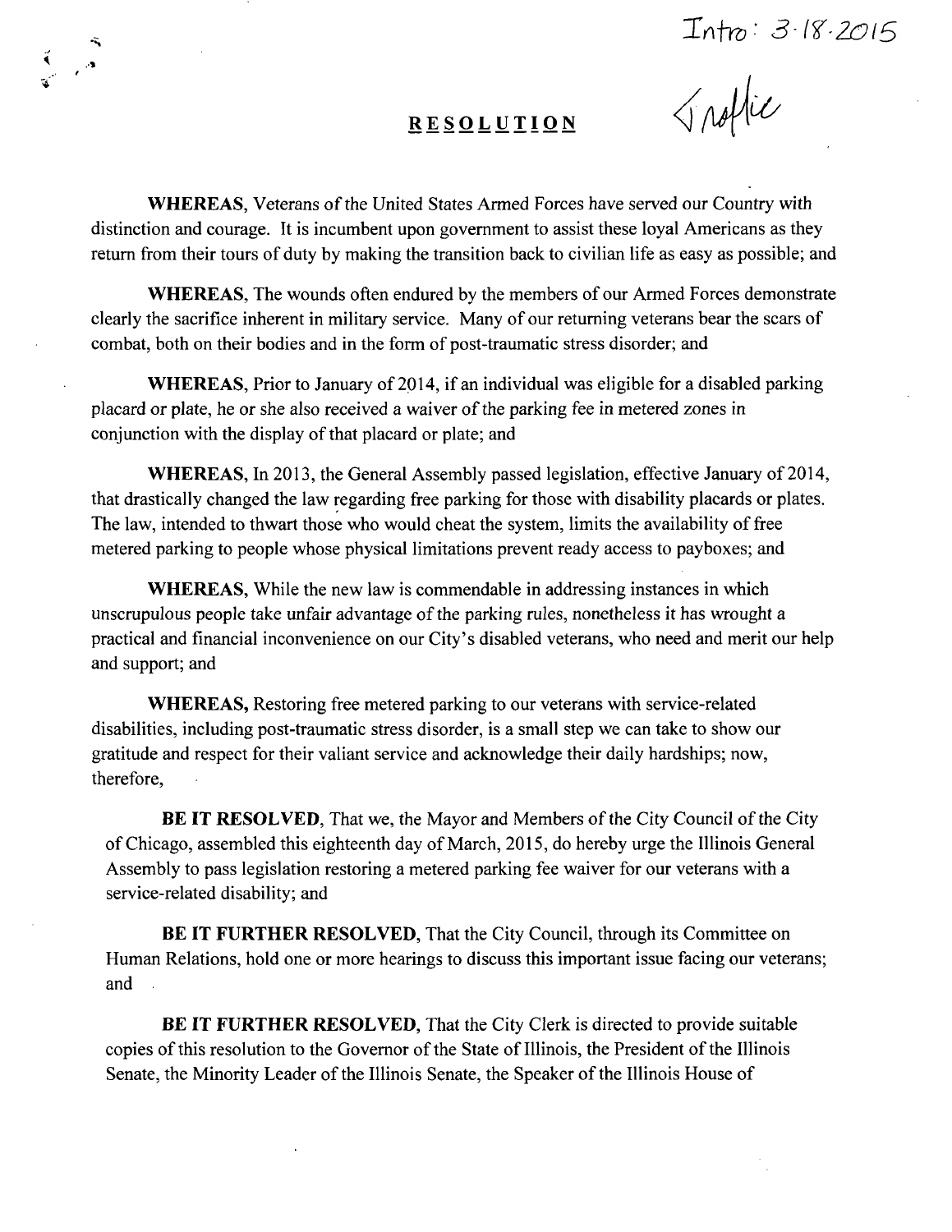Intro: 3-18-2015

Traffic

# RESOLUTION

**WHEREAS,** Veterans of the United States Armed Forces have served our Country with distinction and courage. It is incumbent upon government to assist these loyal Americans as they return from their tours of duty by making the transition back to civilian life as easy as possible; and

**WHEREAS,** The wounds often endured by the members of our Armed Forces demonstrate clearly the sacrifice inherent in military service. Many of our returning veterans bear the scars of combat, both on their bodies and in the form of post-traumatic stress disorder; and

**WHEREAS,** Prior to January of 2014, if an individual was eligible for a disabled parking placard or plate, he or she also received a waiver of the parking fee in metered zones in conjunction with the display of that placard or plate; and

**WHEREAS,** In 2013, the General Assembly passed legislation, effective January of 2014, that drastically changed the law regarding free parking for those with disability placards or plates. The law, intended to thwart those who would cheat the system, limits the availability of free metered parking to people whose physical limitations prevent ready access to payboxes; and

**WHEREAS,** While the new law is commendable in addressing instances in which unscrupulous people take unfair advantage of the parking rules, nonetheless it has wrought a practical and financial inconvenience on our City's disabled veterans, who need and merit our help and support; and

**WHEREAS,** Restoring free metered parking to our veterans with service-related disabilities, including post-traumatic stress disorder, is a small step we can take to show our gratitude and respect for their valiant service and acknowledge their daily hardships; now, therefore,

**BE IT RESOLVED,** That we, the Mayor and Members of the City Council of the City of Chicago, assembled this eighteenth day of March, 2015, do hereby urge the Illinois General Assembly to pass legislation restoring a metered parking fee waiver for our veterans with a service-related disability; and

**BE IT FURTHER RESOLVED,** That the City Council, through its Committee on Human Relations, hold one or more hearings to discuss this important issue facing our veterans; and

**BE IT FURTHER RESOLVED,** That the City Clerk is directed to provide suitable copies of this resolution to the Governor of the State of Illinois, the President of the Illinois Senate, the Minority Leader of the Illinois Senate, the Speaker of the Illinois House of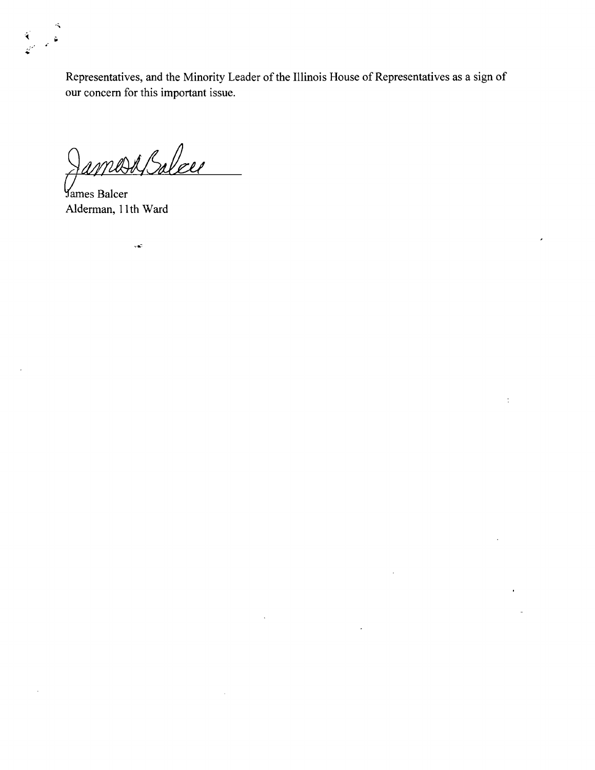Representatives, and the Minority Leader of the Illinois House of Representatives as a sign of our concern for this important issue.

James Balcer
Alderman, 11th Ward